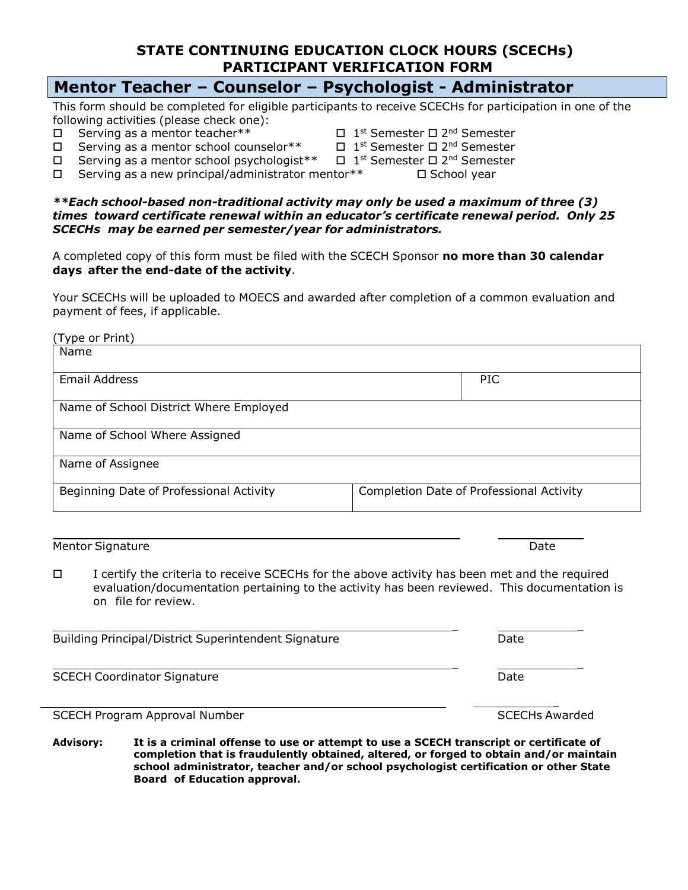# STATE CONTINUING EDUCATION CLOCK HOURS (SCECHs)
# PARTICIPANT VERIFICATION FORM

## Mentor Teacher – Counselor – Psychologist - Administrator

This form should be completed for eligible participants to receive SCECHs for participation in one of the following activities (please check one):

- ☐ Serving as a mentor teacher** ☐ 1st Semester ☐ 2nd Semester
- ☐ Serving as a mentor school counselor** ☐ 1st Semester ☐ 2nd Semester
- ☐ Serving as a mentor school psychologist** ☐ 1st Semester ☐ 2nd Semester
- ☐ Serving as a new principal/administrator mentor** ☐ School year

***\*\*Each school-based non-traditional activity may only be used a maximum of three (3) times toward certificate renewal within an educator's certificate renewal period. Only 25 SCECHs may be earned per semester/year for administrators.***

A completed copy of this form must be filed with the SCECH Sponsor **no more than 30 calendar days after the end-date of the activity**.

Your SCECHs will be uploaded to MOECS and awarded after completion of a common evaluation and payment of fees, if applicable.

(Type or Print)

| Name | |
|---|---|
| Email Address | PIC |
| Name of School District Where Employed | |
| Name of School Where Assigned | |
| Name of Assignee | |
| Beginning Date of Professional Activity | Completion Date of Professional Activity |

Mentor Signature ______________________ Date __________

☐ I certify the criteria to receive SCECHs for the above activity has been met and the required evaluation/documentation pertaining to the activity has been reviewed. This documentation is on file for review.

Building Principal/District Superintendent Signature ______________________ Date __________

SCECH Coordinator Signature ______________________ Date __________

SCECH Program Approval Number ______________________ SCECHs Awarded __________

**Advisory: It is a criminal offense to use or attempt to use a SCECH transcript or certificate of completion that is fraudulently obtained, altered, or forged to obtain and/or maintain school administrator, teacher and/or school psychologist certification or other State Board of Education approval.**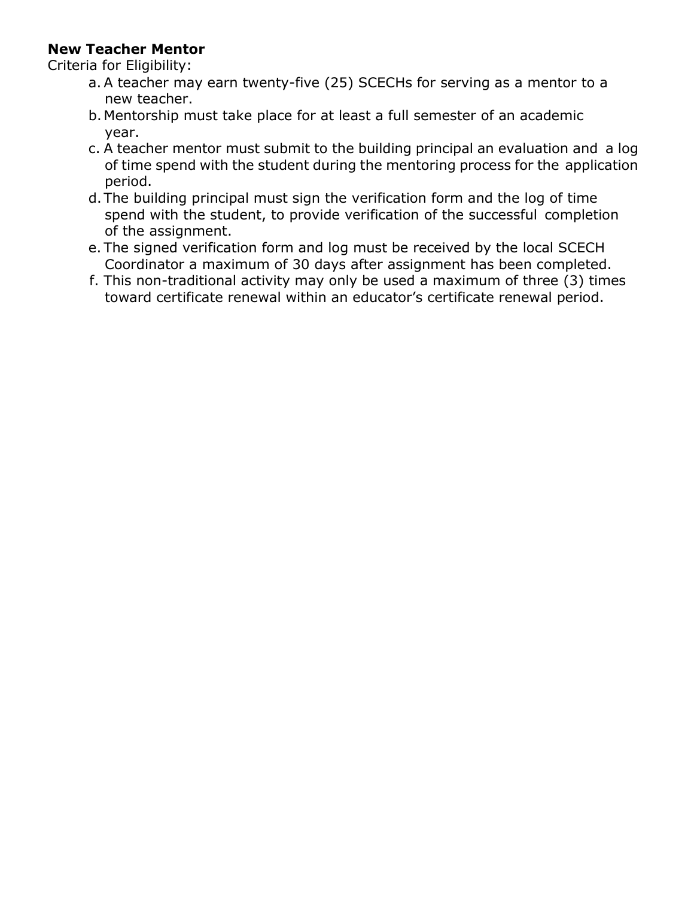**New Teacher Mentor**

Criteria for Eligibility:

a. A teacher may earn twenty-five (25) SCECHs for serving as a mentor to a new teacher.
b. Mentorship must take place for at least a full semester of an academic year.
c. A teacher mentor must submit to the building principal an evaluation and a log of time spend with the student during the mentoring process for the application period.
d. The building principal must sign the verification form and the log of time spend with the student, to provide verification of the successful completion of the assignment.
e. The signed verification form and log must be received by the local SCECH Coordinator a maximum of 30 days after assignment has been completed.
f. This non-traditional activity may only be used a maximum of three (3) times toward certificate renewal within an educator's certificate renewal period.